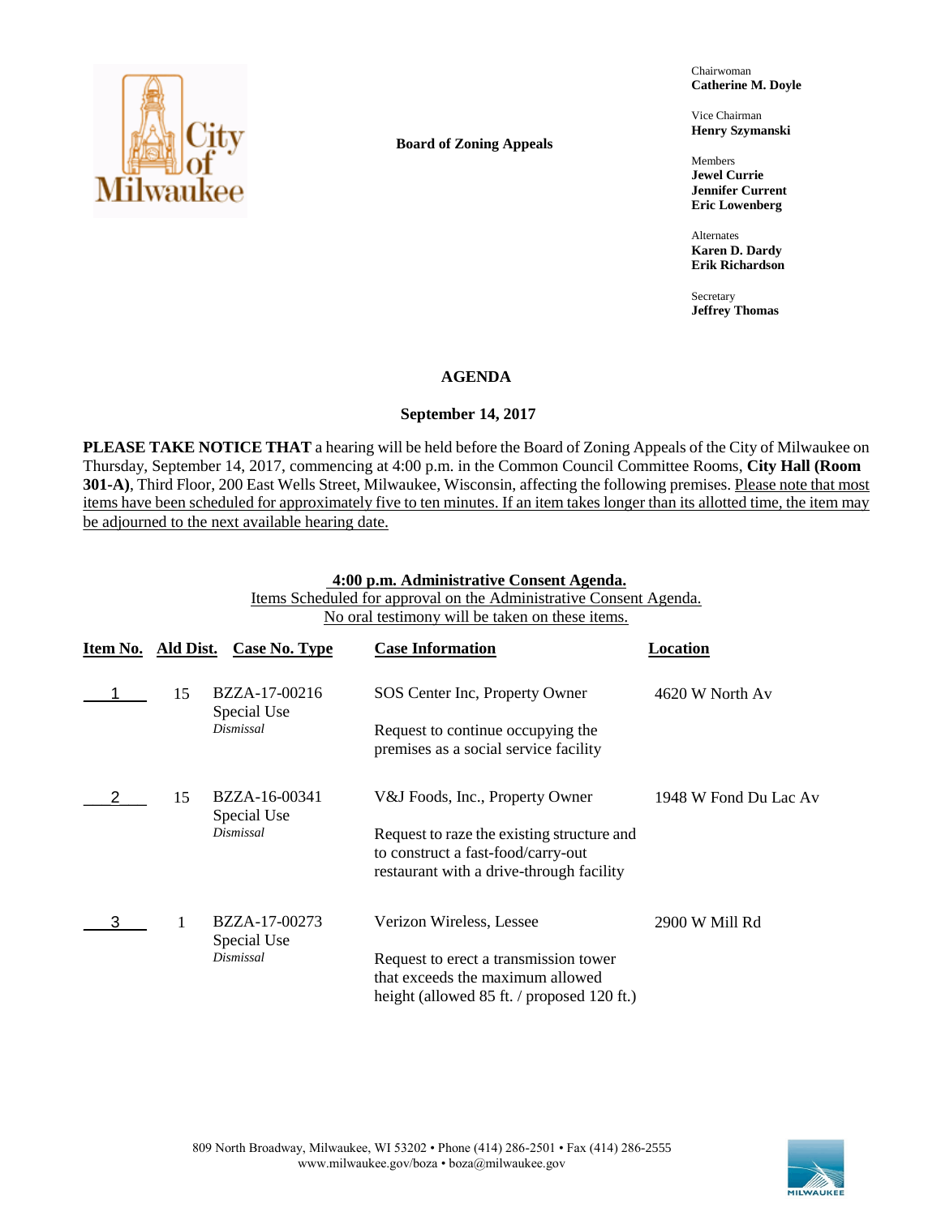**Board of Zoning Appeals**

Chairwoman
**Catherine M. Doyle**

Vice Chairman
**Henry Szymanski**

Members
**Jewel Currie**
**Jennifer Current**
**Eric Lowenberg**

Alternates
**Karen D. Dardy**
**Erik Richardson**

Secretary
**Jeffrey Thomas**

## AGENDA

### September 14, 2017

**PLEASE TAKE NOTICE THAT** a hearing will be held before the Board of Zoning Appeals of the City of Milwaukee on Thursday, September 14, 2017, commencing at 4:00 p.m. in the Common Council Committee Rooms, **City Hall (Room 301-A)**, Third Floor, 200 East Wells Street, Milwaukee, Wisconsin, affecting the following premises. Please note that most items have been scheduled for approximately five to ten minutes. If an item takes longer than its allotted time, the item may be adjourned to the next available hearing date.

**4:00 p.m. Administrative Consent Agenda.**
Items Scheduled for approval on the Administrative Consent Agenda.
No oral testimony will be taken on these items.

| Item No. | Ald Dist. | Case No. Type | Case Information | Location |
|---|---|---|---|---|
| 1 | 15 | BZZA-17-00216 Special Use *Dismissal* | SOS Center Inc, Property Owner<br><br>Request to continue occupying the premises as a social service facility | 4620 W North Av |
| 2 | 15 | BZZA-16-00341 Special Use *Dismissal* | V&J Foods, Inc., Property Owner<br><br>Request to raze the existing structure and to construct a fast-food/carry-out restaurant with a drive-through facility | 1948 W Fond Du Lac Av |
| 3 | 1 | BZZA-17-00273 Special Use *Dismissal* | Verizon Wireless, Lessee<br><br>Request to erect a transmission tower that exceeds the maximum allowed height (allowed 85 ft. / proposed 120 ft.) | 2900 W Mill Rd |

809 North Broadway, Milwaukee, WI 53202 • Phone (414) 286-2501 • Fax (414) 286-2555
www.milwaukee.gov/boza • boza@milwaukee.gov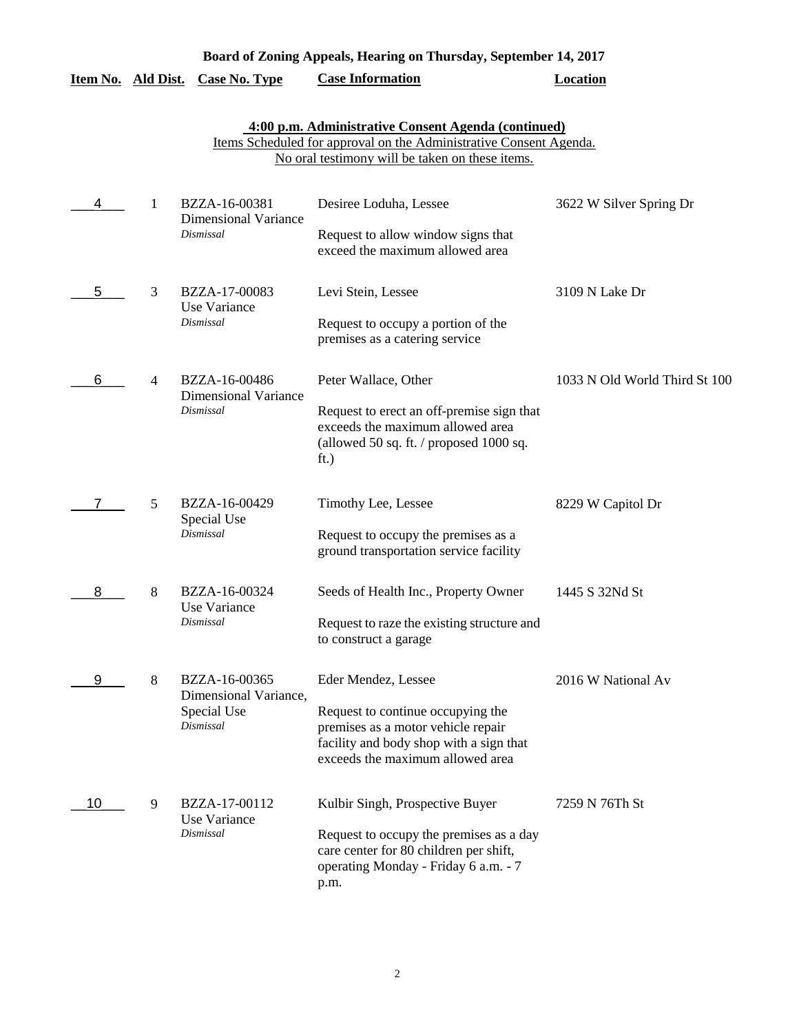**Board of Zoning Appeals, Hearing on Thursday, September 14, 2017**

**4:00 p.m. Administrative Consent Agenda (continued)**

Items Scheduled for approval on the Administrative Consent Agenda.
No oral testimony will be taken on these items.

| Item No. | Ald Dist. | Case No. Type | Case Information | Location |
|---|---|---|---|---|
| 4 | 1 | BZZA-16-00381<br>Dimensional Variance<br>*Dismissal* | Desiree Loduha, Lessee<br><br>Request to allow window signs that exceed the maximum allowed area | 3622 W Silver Spring Dr |
| 5 | 3 | BZZA-17-00083<br>Use Variance<br>*Dismissal* | Levi Stein, Lessee<br><br>Request to occupy a portion of the premises as a catering service | 3109 N Lake Dr |
| 6 | 4 | BZZA-16-00486<br>Dimensional Variance<br>*Dismissal* | Peter Wallace, Other<br><br>Request to erect an off-premise sign that exceeds the maximum allowed area (allowed 50 sq. ft. / proposed 1000 sq. ft.) | 1033 N Old World Third St 100 |
| 7 | 5 | BZZA-16-00429<br>Special Use<br>*Dismissal* | Timothy Lee, Lessee<br><br>Request to occupy the premises as a ground transportation service facility | 8229 W Capitol Dr |
| 8 | 8 | BZZA-16-00324<br>Use Variance<br>*Dismissal* | Seeds of Health Inc., Property Owner<br><br>Request to raze the existing structure and to construct a garage | 1445 S 32Nd St |
| 9 | 8 | BZZA-16-00365<br>Dimensional Variance, Special Use<br>*Dismissal* | Eder Mendez, Lessee<br><br>Request to continue occupying the premises as a motor vehicle repair facility and body shop with a sign that exceeds the maximum allowed area | 2016 W National Av |
| 10 | 9 | BZZA-17-00112<br>Use Variance<br>*Dismissal* | Kulbir Singh, Prospective Buyer<br><br>Request to occupy the premises as a day care center for 80 children per shift, operating Monday - Friday 6 a.m. - 7 p.m. | 7259 N 76Th St |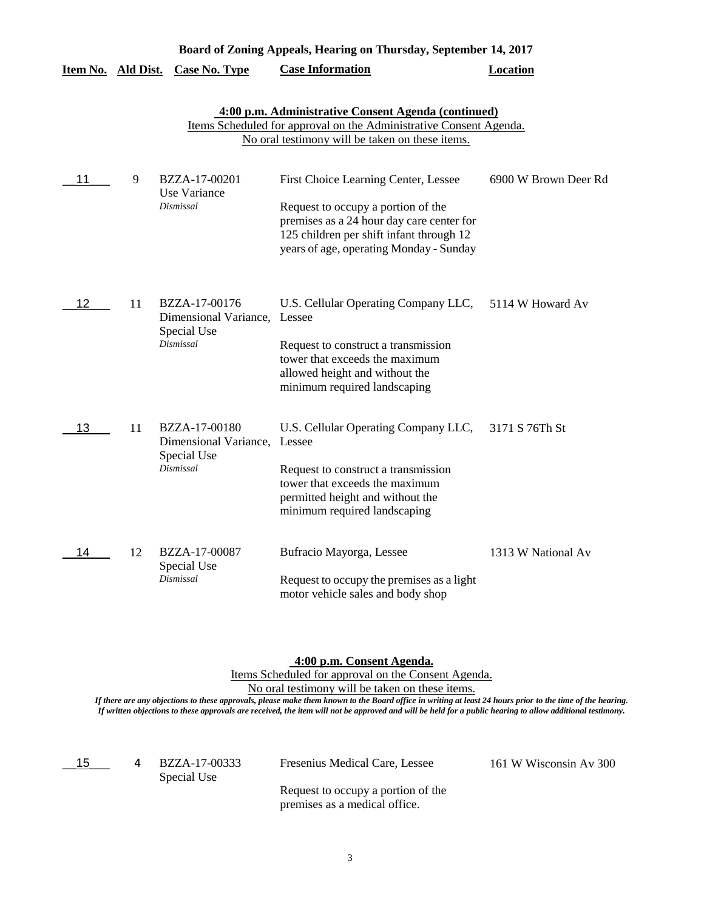**Board of Zoning Appeals, Hearing on Thursday, September 14, 2017**

| Item No. | Ald Dist. | Case No. Type | Case Information | Location |
|---|---|---|---|---|

**4:00 p.m. Administrative Consent Agenda (continued)**

Items Scheduled for approval on the Administrative Consent Agenda.
No oral testimony will be taken on these items.

| Item No. | Ald Dist. | Case No. Type | Case Information | Location |
|---|---|---|---|---|
| 11 | 9 | BZZA-17-00201<br>Use Variance<br>*Dismissal* | First Choice Learning Center, Lessee<br><br>Request to occupy a portion of the premises as a 24 hour day care center for 125 children per shift infant through 12 years of age, operating Monday - Sunday | 6900 W Brown Deer Rd |
| 12 | 11 | BZZA-17-00176<br>Dimensional Variance, Special Use<br>*Dismissal* | U.S. Cellular Operating Company LLC, Lessee<br><br>Request to construct a transmission tower that exceeds the maximum allowed height and without the minimum required landscaping | 5114 W Howard Av |
| 13 | 11 | BZZA-17-00180<br>Dimensional Variance, Special Use<br>*Dismissal* | U.S. Cellular Operating Company LLC, Lessee<br><br>Request to construct a transmission tower that exceeds the maximum permitted height and without the minimum required landscaping | 3171 S 76Th St |
| 14 | 12 | BZZA-17-00087<br>Special Use<br>*Dismissal* | Bufracio Mayorga, Lessee<br><br>Request to occupy the premises as a light motor vehicle sales and body shop | 1313 W National Av |

**4:00 p.m. Consent Agenda.**

Items Scheduled for approval on the Consent Agenda.
No oral testimony will be taken on these items.

***If there are any objections to these approvals, please make them known to the Board office in writing at least 24 hours prior to the time of the hearing. If written objections to these approvals are received, the item will not be approved and will be held for a public hearing to allow additional testimony.***

| Item No. | Ald Dist. | Case No. Type | Case Information | Location |
|---|---|---|---|---|
| 15 | 4 | BZZA-17-00333<br>Special Use | Fresenius Medical Care, Lessee<br><br>Request to occupy a portion of the premises as a medical office. | 161 W Wisconsin Av 300 |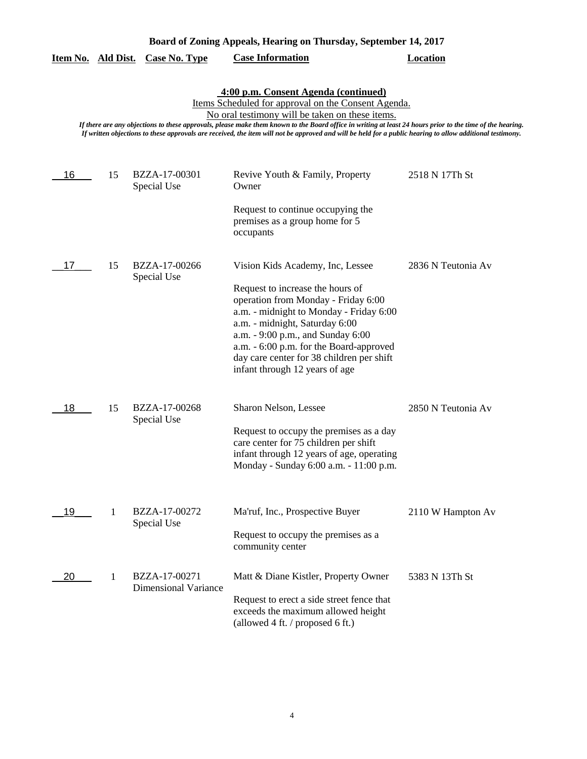**Board of Zoning Appeals, Hearing on Thursday, September 14, 2017**

**4:00 p.m. Consent Agenda (continued)**

Items Scheduled for approval on the Consent Agenda.

No oral testimony will be taken on these items.

*If there are any objections to these approvals, please make them known to the Board office in writing at least 24 hours prior to the time of the hearing. If written objections to these approvals are received, the item will not be approved and will be held for a public hearing to allow additional testimony.*

| Item No. | Ald Dist. | Case No. Type | Case Information | Location |
|---|---|---|---|---|
| 16 | 15 | BZZA-17-00301 Special Use | Revive Youth & Family, Property Owner<br><br>Request to continue occupying the premises as a group home for 5 occupants | 2518 N 17Th St |
| 17 | 15 | BZZA-17-00266 Special Use | Vision Kids Academy, Inc, Lessee<br><br>Request to increase the hours of operation from Monday - Friday 6:00 a.m. - midnight to Monday - Friday 6:00 a.m. - midnight, Saturday 6:00 a.m. - 9:00 p.m., and Sunday 6:00 a.m. - 6:00 p.m. for the Board-approved day care center for 38 children per shift infant through 12 years of age | 2836 N Teutonia Av |
| 18 | 15 | BZZA-17-00268 Special Use | Sharon Nelson, Lessee<br><br>Request to occupy the premises as a day care center for 75 children per shift infant through 12 years of age, operating Monday - Sunday 6:00 a.m. - 11:00 p.m. | 2850 N Teutonia Av |
| 19 | 1 | BZZA-17-00272 Special Use | Ma'ruf, Inc., Prospective Buyer<br><br>Request to occupy the premises as a community center | 2110 W Hampton Av |
| 20 | 1 | BZZA-17-00271 Dimensional Variance | Matt & Diane Kistler, Property Owner<br><br>Request to erect a side street fence that exceeds the maximum allowed height (allowed 4 ft. / proposed 6 ft.) | 5383 N 13Th St |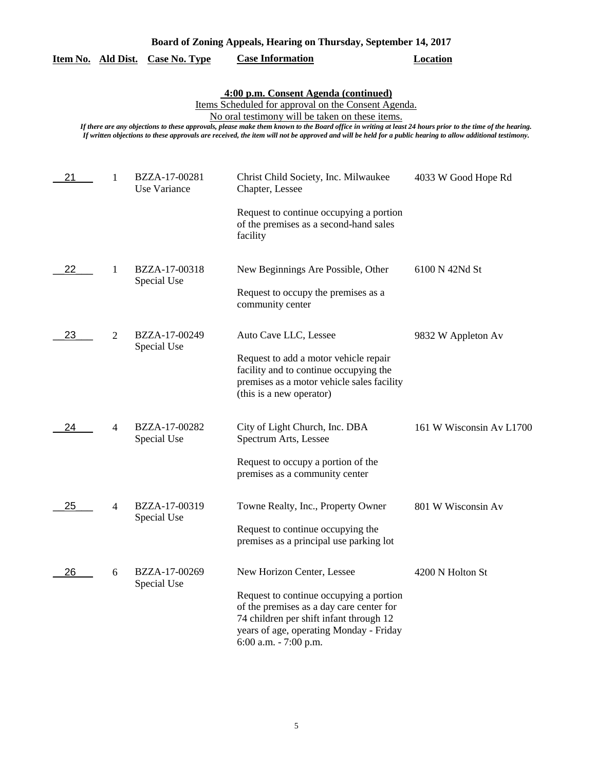**Board of Zoning Appeals, Hearing on Thursday, September 14, 2017**

**4:00 p.m. Consent Agenda (continued)**

Items Scheduled for approval on the Consent Agenda.

No oral testimony will be taken on these items.

*If there are any objections to these approvals, please make them known to the Board office in writing at least 24 hours prior to the time of the hearing. If written objections to these approvals are received, the item will not be approved and will be held for a public hearing to allow additional testimony.*

| Item No. | Ald Dist. | Case No. Type | Case Information | Location |
|---|---|---|---|---|
| 21 | 1 | BZZA-17-00281 Use Variance | Christ Child Society, Inc. Milwaukee Chapter, Lessee<br><br>Request to continue occupying a portion of the premises as a second-hand sales facility | 4033 W Good Hope Rd |
| 22 | 1 | BZZA-17-00318 Special Use | New Beginnings Are Possible, Other<br><br>Request to occupy the premises as a community center | 6100 N 42Nd St |
| 23 | 2 | BZZA-17-00249 Special Use | Auto Cave LLC, Lessee<br><br>Request to add a motor vehicle repair facility and to continue occupying the premises as a motor vehicle sales facility (this is a new operator) | 9832 W Appleton Av |
| 24 | 4 | BZZA-17-00282 Special Use | City of Light Church, Inc. DBA Spectrum Arts, Lessee<br><br>Request to occupy a portion of the premises as a community center | 161 W Wisconsin Av L1700 |
| 25 | 4 | BZZA-17-00319 Special Use | Towne Realty, Inc., Property Owner<br><br>Request to continue occupying the premises as a principal use parking lot | 801 W Wisconsin Av |
| 26 | 6 | BZZA-17-00269 Special Use | New Horizon Center, Lessee<br><br>Request to continue occupying a portion of the premises as a day care center for 74 children per shift infant through 12 years of age, operating Monday - Friday 6:00 a.m. - 7:00 p.m. | 4200 N Holton St |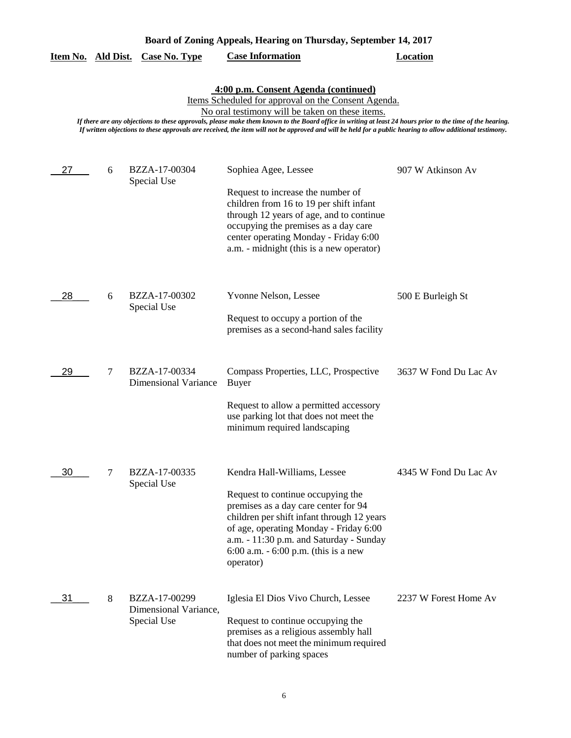**Board of Zoning Appeals, Hearing on Thursday, September 14, 2017**

**4:00 p.m. Consent Agenda (continued)**

Items Scheduled for approval on the Consent Agenda.

No oral testimony will be taken on these items.

*If there are any objections to these approvals, please make them known to the Board office in writing at least 24 hours prior to the time of the hearing. If written objections to these approvals are received, the item will not be approved and will be held for a public hearing to allow additional testimony.*

| Item No. | Ald Dist. | Case No. Type | Case Information | Location |
|---|---|---|---|---|
| 27 | 6 | BZZA-17-00304 Special Use | Sophiea Agee, Lessee<br><br>Request to increase the number of children from 16 to 19 per shift infant through 12 years of age, and to continue occupying the premises as a day care center operating Monday - Friday 6:00 a.m. - midnight (this is a new operator) | 907 W Atkinson Av |
| 28 | 6 | BZZA-17-00302 Special Use | Yvonne Nelson, Lessee<br><br>Request to occupy a portion of the premises as a second-hand sales facility | 500 E Burleigh St |
| 29 | 7 | BZZA-17-00334 Dimensional Variance | Compass Properties, LLC, Prospective Buyer<br><br>Request to allow a permitted accessory use parking lot that does not meet the minimum required landscaping | 3637 W Fond Du Lac Av |
| 30 | 7 | BZZA-17-00335 Special Use | Kendra Hall-Williams, Lessee<br><br>Request to continue occupying the premises as a day care center for 94 children per shift infant through 12 years of age, operating Monday - Friday 6:00 a.m. - 11:30 p.m. and Saturday - Sunday 6:00 a.m. - 6:00 p.m. (this is a new operator) | 4345 W Fond Du Lac Av |
| 31 | 8 | BZZA-17-00299 Dimensional Variance, Special Use | Iglesia El Dios Vivo Church, Lessee<br><br>Request to continue occupying the premises as a religious assembly hall that does not meet the minimum required number of parking spaces | 2237 W Forest Home Av |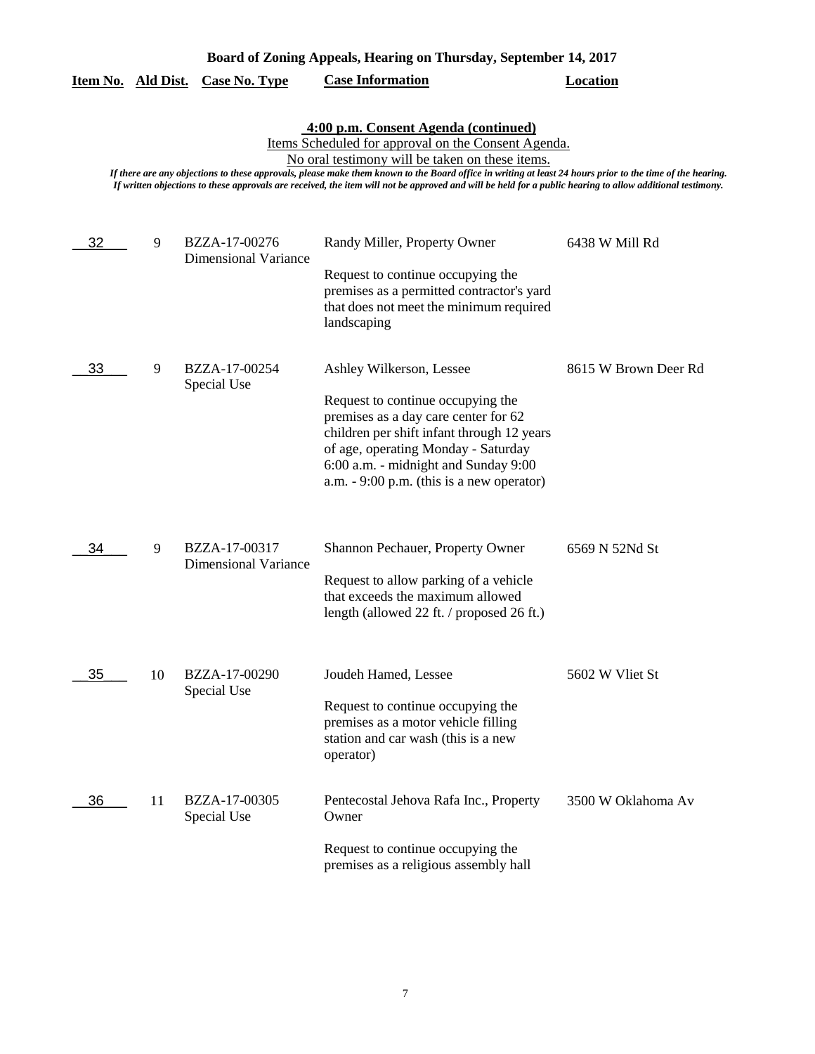**Board of Zoning Appeals, Hearing on Thursday, September 14, 2017**

## 4:00 p.m. Consent Agenda (continued)

Items Scheduled for approval on the Consent Agenda.

No oral testimony will be taken on these items.

*If there are any objections to these approvals, please make them known to the Board office in writing at least 24 hours prior to the time of the hearing. If written objections to these approvals are received, the item will not be approved and will be held for a public hearing to allow additional testimony.*

| Item No. | Ald Dist. | Case No. Type | Case Information | Location |
|---|---|---|---|---|
| 32 | 9 | BZZA-17-00276 Dimensional Variance | Randy Miller, Property Owner<br><br>Request to continue occupying the premises as a permitted contractor's yard that does not meet the minimum required landscaping | 6438 W Mill Rd |
| 33 | 9 | BZZA-17-00254 Special Use | Ashley Wilkerson, Lessee<br><br>Request to continue occupying the premises as a day care center for 62 children per shift infant through 12 years of age, operating Monday - Saturday 6:00 a.m. - midnight and Sunday 9:00 a.m. - 9:00 p.m. (this is a new operator) | 8615 W Brown Deer Rd |
| 34 | 9 | BZZA-17-00317 Dimensional Variance | Shannon Pechauer, Property Owner<br><br>Request to allow parking of a vehicle that exceeds the maximum allowed length (allowed 22 ft. / proposed 26 ft.) | 6569 N 52Nd St |
| 35 | 10 | BZZA-17-00290 Special Use | Joudeh Hamed, Lessee<br><br>Request to continue occupying the premises as a motor vehicle filling station and car wash (this is a new operator) | 5602 W Vliet St |
| 36 | 11 | BZZA-17-00305 Special Use | Pentecostal Jehova Rafa Inc., Property Owner<br><br>Request to continue occupying the premises as a religious assembly hall | 3500 W Oklahoma Av |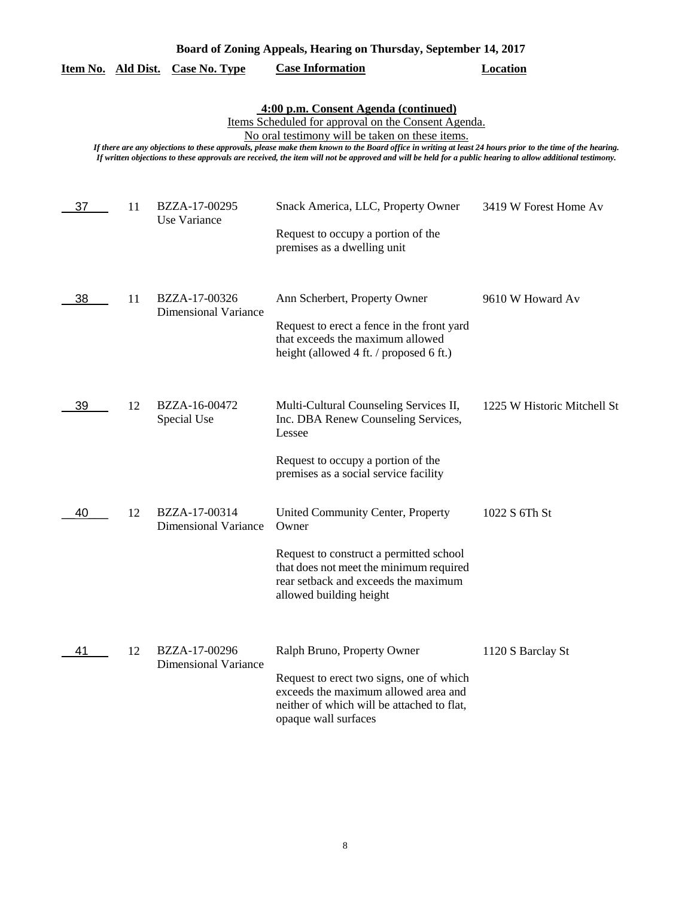**Board of Zoning Appeals, Hearing on Thursday, September 14, 2017**

**4:00 p.m. Consent Agenda (continued)**

Items Scheduled for approval on the Consent Agenda.

No oral testimony will be taken on these items.

*If there are any objections to these approvals, please make them known to the Board office in writing at least 24 hours prior to the time of the hearing.*
*If written objections to these approvals are received, the item will not be approved and will be held for a public hearing to allow additional testimony.*

| Item No. | Ald Dist. | Case No. Type | Case Information | Location |
|---|---|---|---|---|
| 37 | 11 | BZZA-17-00295 Use Variance | Snack America, LLC, Property Owner<br><br>Request to occupy a portion of the premises as a dwelling unit | 3419 W Forest Home Av |
| 38 | 11 | BZZA-17-00326 Dimensional Variance | Ann Scherbert, Property Owner<br><br>Request to erect a fence in the front yard that exceeds the maximum allowed height (allowed 4 ft. / proposed 6 ft.) | 9610 W Howard Av |
| 39 | 12 | BZZA-16-00472 Special Use | Multi-Cultural Counseling Services II, Inc. DBA Renew Counseling Services, Lessee<br><br>Request to occupy a portion of the premises as a social service facility | 1225 W Historic Mitchell St |
| 40 | 12 | BZZA-17-00314 Dimensional Variance | United Community Center, Property Owner<br><br>Request to construct a permitted school that does not meet the minimum required rear setback and exceeds the maximum allowed building height | 1022 S 6Th St |
| 41 | 12 | BZZA-17-00296 Dimensional Variance | Ralph Bruno, Property Owner<br><br>Request to erect two signs, one of which exceeds the maximum allowed area and neither of which will be attached to flat, opaque wall surfaces | 1120 S Barclay St |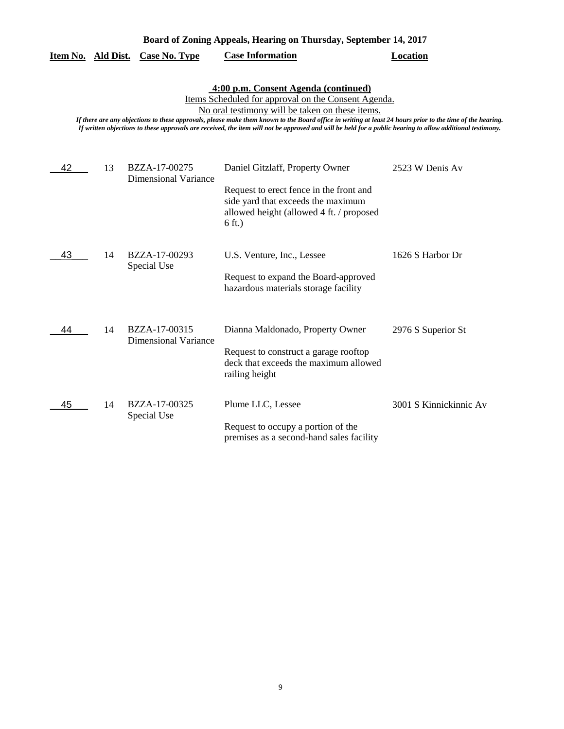**Board of Zoning Appeals, Hearing on Thursday, September 14, 2017**

## 4:00 p.m. Consent Agenda (continued)

Items Scheduled for approval on the Consent Agenda.

No oral testimony will be taken on these items.

*If there are any objections to these approvals, please make them known to the Board office in writing at least 24 hours prior to the time of the hearing. If written objections to these approvals are received, the item will not be approved and will be held for a public hearing to allow additional testimony.*

| Item No. | Ald Dist. | Case No. Type | Case Information | Location |
|---|---|---|---|---|
| 42 | 13 | BZZA-17-00275 Dimensional Variance | Daniel Gitzlaff, Property Owner<br><br>Request to erect fence in the front and side yard that exceeds the maximum allowed height (allowed 4 ft. / proposed 6 ft.) | 2523 W Denis Av |
| 43 | 14 | BZZA-17-00293 Special Use | U.S. Venture, Inc., Lessee<br><br>Request to expand the Board-approved hazardous materials storage facility | 1626 S Harbor Dr |
| 44 | 14 | BZZA-17-00315 Dimensional Variance | Dianna Maldonado, Property Owner<br><br>Request to construct a garage rooftop deck that exceeds the maximum allowed railing height | 2976 S Superior St |
| 45 | 14 | BZZA-17-00325 Special Use | Plume LLC, Lessee<br><br>Request to occupy a portion of the premises as a second-hand sales facility | 3001 S Kinnickinnic Av |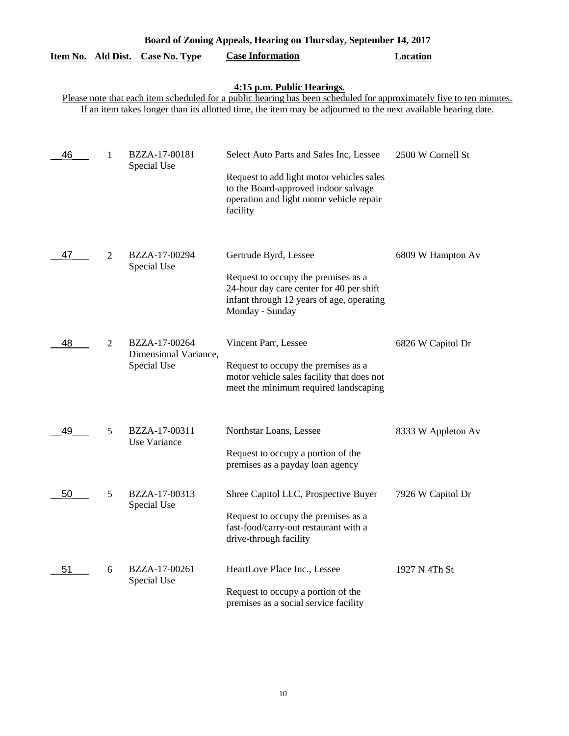# Board of Zoning Appeals, Hearing on Thursday, September 14, 2017

## 4:15 p.m. Public Hearings.

Please note that each item scheduled for a public hearing has been scheduled for approximately five to ten minutes. If an item takes longer than its allotted time, the item may be adjourned to the next available hearing date.

| Item No. | Ald Dist. | Case No. Type | Case Information | Location |
|---|---|---|---|---|
| 46 | 1 | BZZA-17-00181 Special Use | Select Auto Parts and Sales Inc, Lessee<br><br>Request to add light motor vehicles sales to the Board-approved indoor salvage operation and light motor vehicle repair facility | 2500 W Cornell St |
| 47 | 2 | BZZA-17-00294 Special Use | Gertrude Byrd, Lessee<br><br>Request to occupy the premises as a 24-hour day care center for 40 per shift infant through 12 years of age, operating Monday - Sunday | 6809 W Hampton Av |
| 48 | 2 | BZZA-17-00264 Dimensional Variance, Special Use | Vincent Parr, Lessee<br><br>Request to occupy the premises as a motor vehicle sales facility that does not meet the minimum required landscaping | 6826 W Capitol Dr |
| 49 | 5 | BZZA-17-00311 Use Variance | Northstar Loans, Lessee<br><br>Request to occupy a portion of the premises as a payday loan agency | 8333 W Appleton Av |
| 50 | 5 | BZZA-17-00313 Special Use | Shree Capitol LLC, Prospective Buyer<br><br>Request to occupy the premises as a fast-food/carry-out restaurant with a drive-through facility | 7926 W Capitol Dr |
| 51 | 6 | BZZA-17-00261 Special Use | HeartLove Place Inc., Lessee<br><br>Request to occupy a portion of the premises as a social service facility | 1927 N 4Th St |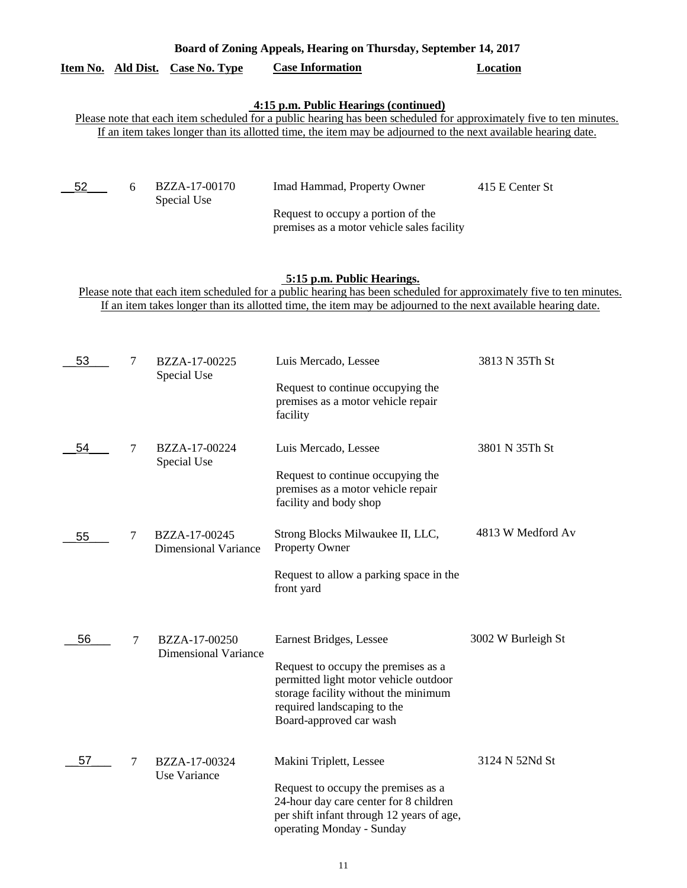**Board of Zoning Appeals, Hearing on Thursday, September 14, 2017**

| Item No. | Ald Dist. | Case No. Type | Case Information | Location |
|---|---|---|---|---|

### 4:15 p.m. Public Hearings (continued)

Please note that each item scheduled for a public hearing has been scheduled for approximately five to ten minutes. If an item takes longer than its allotted time, the item may be adjourned to the next available hearing date.

| Item No. | Ald Dist. | Case No. Type | Case Information | Location |
|---|---|---|---|---|
| 52 | 6 | BZZA-17-00170 Special Use | Imad Hammad, Property Owner<br><br>Request to occupy a portion of the premises as a motor vehicle sales facility | 415 E Center St |

### 5:15 p.m. Public Hearings.

Please note that each item scheduled for a public hearing has been scheduled for approximately five to ten minutes. If an item takes longer than its allotted time, the item may be adjourned to the next available hearing date.

| Item No. | Ald Dist. | Case No. Type | Case Information | Location |
|---|---|---|---|---|
| 53 | 7 | BZZA-17-00225 Special Use | Luis Mercado, Lessee<br><br>Request to continue occupying the premises as a motor vehicle repair facility | 3813 N 35Th St |
| 54 | 7 | BZZA-17-00224 Special Use | Luis Mercado, Lessee<br><br>Request to continue occupying the premises as a motor vehicle repair facility and body shop | 3801 N 35Th St |
| 55 | 7 | BZZA-17-00245 Dimensional Variance | Strong Blocks Milwaukee II, LLC, Property Owner<br><br>Request to allow a parking space in the front yard | 4813 W Medford Av |
| 56 | 7 | BZZA-17-00250 Dimensional Variance | Earnest Bridges, Lessee<br><br>Request to occupy the premises as a permitted light motor vehicle outdoor storage facility without the minimum required landscaping to the Board-approved car wash | 3002 W Burleigh St |
| 57 | 7 | BZZA-17-00324 Use Variance | Makini Triplett, Lessee<br><br>Request to occupy the premises as a 24-hour day care center for 8 children per shift infant through 12 years of age, operating Monday - Sunday | 3124 N 52Nd St |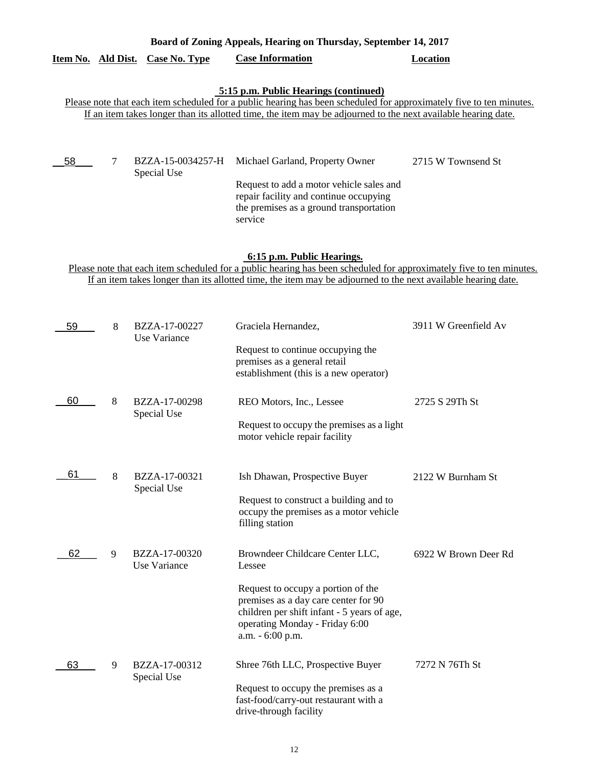**Board of Zoning Appeals, Hearing on Thursday, September 14, 2017**

| Item No. | Ald Dist. | Case No. Type | Case Information | Location |
|---|---|---|---|---|

**5:15 p.m. Public Hearings (continued)**

Please note that each item scheduled for a public hearing has been scheduled for approximately five to ten minutes. If an item takes longer than its allotted time, the item may be adjourned to the next available hearing date.

| Item No. | Ald Dist. | Case No. Type | Case Information | Location |
|---|---|---|---|---|
| 58 | 7 | BZZA-15-0034257-H Special Use | Michael Garland, Property Owner<br><br>Request to add a motor vehicle sales and repair facility and continue occupying the premises as a ground transportation service | 2715 W Townsend St |

**6:15 p.m. Public Hearings.**

Please note that each item scheduled for a public hearing has been scheduled for approximately five to ten minutes. If an item takes longer than its allotted time, the item may be adjourned to the next available hearing date.

| Item No. | Ald Dist. | Case No. Type | Case Information | Location |
|---|---|---|---|---|
| 59 | 8 | BZZA-17-00227 Use Variance | Graciela Hernandez,<br><br>Request to continue occupying the premises as a general retail establishment (this is a new operator) | 3911 W Greenfield Av |
| 60 | 8 | BZZA-17-00298 Special Use | REO Motors, Inc., Lessee<br><br>Request to occupy the premises as a light motor vehicle repair facility | 2725 S 29Th St |
| 61 | 8 | BZZA-17-00321 Special Use | Ish Dhawan, Prospective Buyer<br><br>Request to construct a building and to occupy the premises as a motor vehicle filling station | 2122 W Burnham St |
| 62 | 9 | BZZA-17-00320 Use Variance | Browndeer Childcare Center LLC, Lessee<br><br>Request to occupy a portion of the premises as a day care center for 90 children per shift infant - 5 years of age, operating Monday - Friday 6:00 a.m. - 6:00 p.m. | 6922 W Brown Deer Rd |
| 63 | 9 | BZZA-17-00312 Special Use | Shree 76th LLC, Prospective Buyer<br><br>Request to occupy the premises as a fast-food/carry-out restaurant with a drive-through facility | 7272 N 76Th St |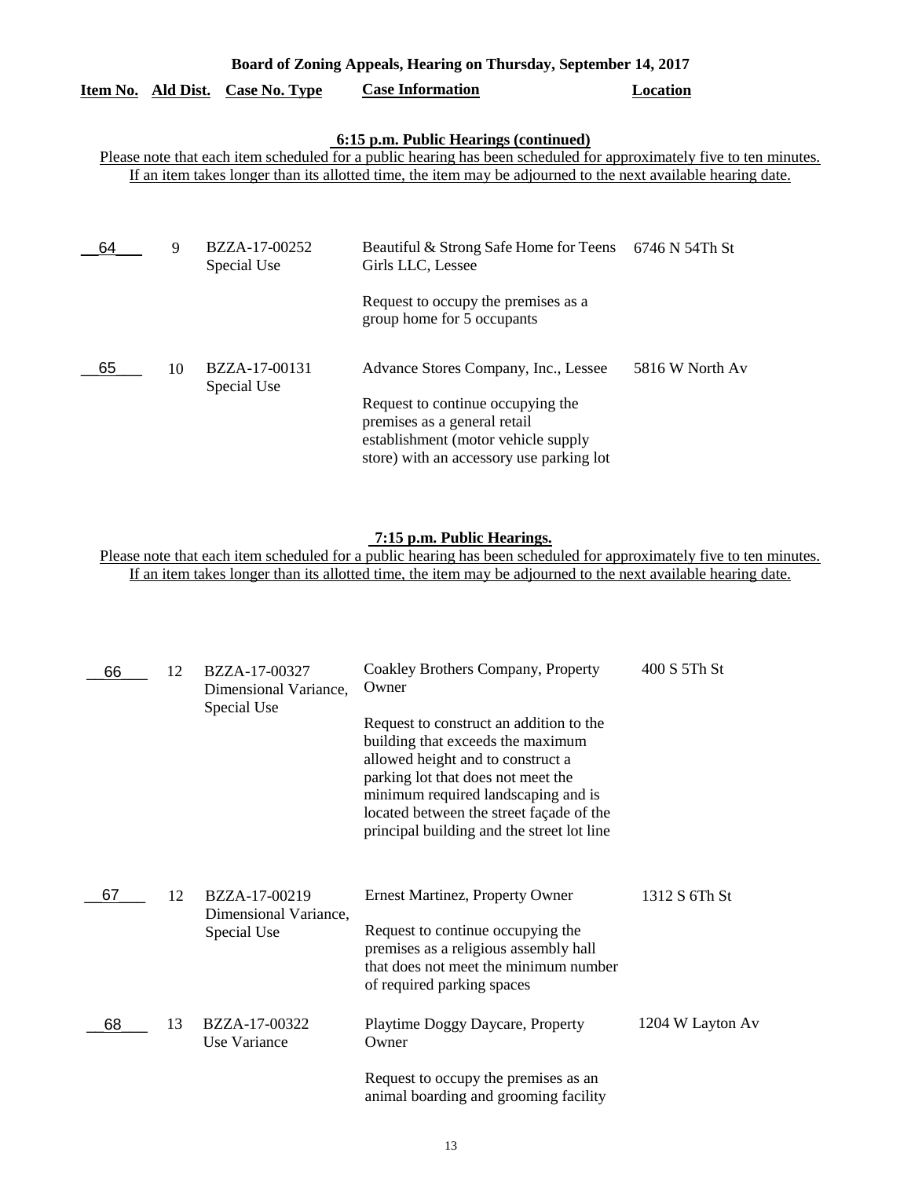**Board of Zoning Appeals, Hearing on Thursday, September 14, 2017**

**6:15 p.m. Public Hearings (continued)**

Please note that each item scheduled for a public hearing has been scheduled for approximately five to ten minutes. If an item takes longer than its allotted time, the item may be adjourned to the next available hearing date.

| Item No. | Ald Dist. | Case No. Type | Case Information | Location |
|---|---|---|---|---|
| 64 | 9 | BZZA-17-00252 Special Use | Beautiful & Strong Safe Home for Teens Girls LLC, Lessee<br><br>Request to occupy the premises as a group home for 5 occupants | 6746 N 54Th St |
| 65 | 10 | BZZA-17-00131 Special Use | Advance Stores Company, Inc., Lessee<br><br>Request to continue occupying the premises as a general retail establishment (motor vehicle supply store) with an accessory use parking lot | 5816 W North Av |

**7:15 p.m. Public Hearings.**

Please note that each item scheduled for a public hearing has been scheduled for approximately five to ten minutes. If an item takes longer than its allotted time, the item may be adjourned to the next available hearing date.

| Item No. | Ald Dist. | Case No. Type | Case Information | Location |
|---|---|---|---|---|
| 66 | 12 | BZZA-17-00327 Dimensional Variance, Special Use | Coakley Brothers Company, Property Owner<br><br>Request to construct an addition to the building that exceeds the maximum allowed height and to construct a parking lot that does not meet the minimum required landscaping and is located between the street façade of the principal building and the street lot line | 400 S 5Th St |
| 67 | 12 | BZZA-17-00219 Dimensional Variance, Special Use | Ernest Martinez, Property Owner<br><br>Request to continue occupying the premises as a religious assembly hall that does not meet the minimum number of required parking spaces | 1312 S 6Th St |
| 68 | 13 | BZZA-17-00322 Use Variance | Playtime Doggy Daycare, Property Owner<br><br>Request to occupy the premises as an animal boarding and grooming facility | 1204 W Layton Av |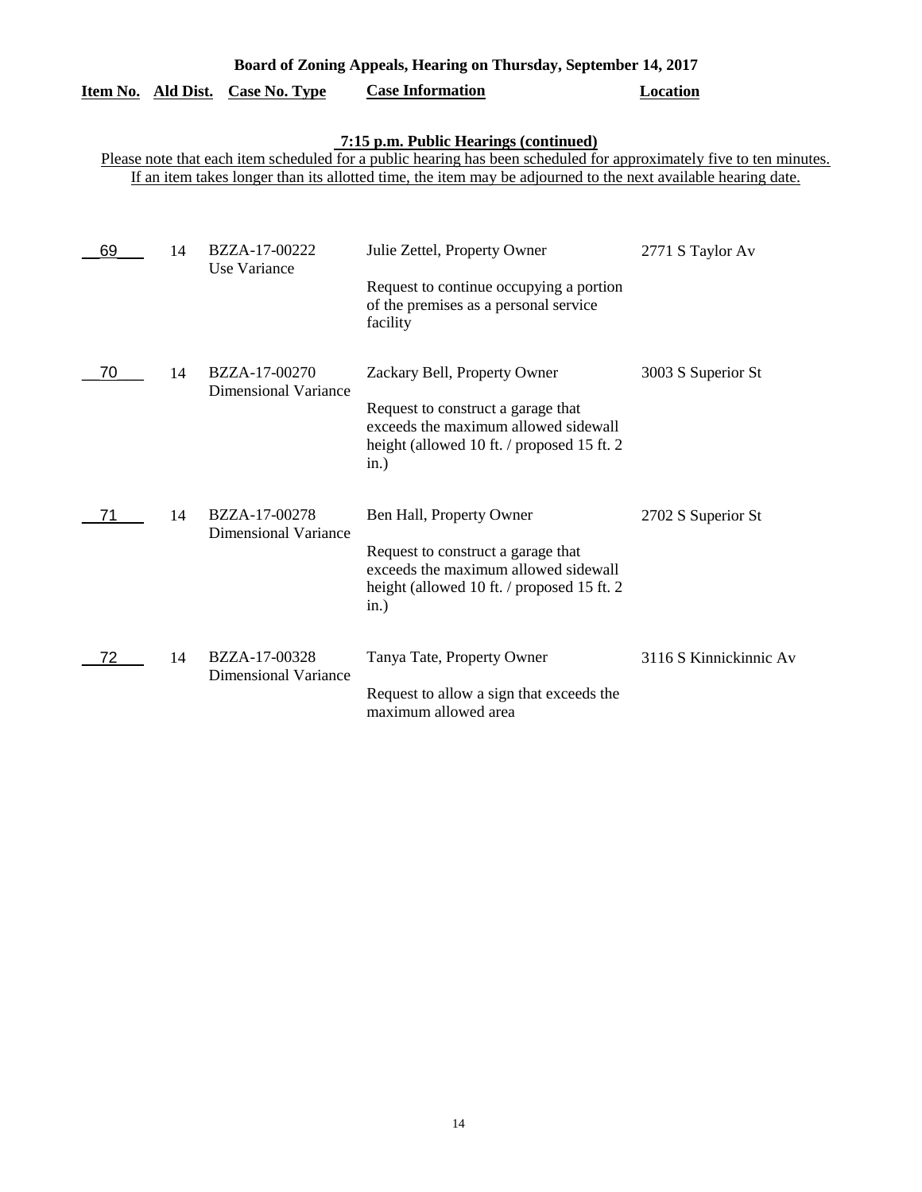**Board of Zoning Appeals, Hearing on Thursday, September 14, 2017**

**7:15 p.m. Public Hearings (continued)**

Please note that each item scheduled for a public hearing has been scheduled for approximately five to ten minutes. If an item takes longer than its allotted time, the item may be adjourned to the next available hearing date.

| Item No. | Ald Dist. | Case No. Type | Case Information | Location |
|---|---|---|---|---|
| 69 | 14 | BZZA-17-00222<br>Use Variance | Julie Zettel, Property Owner<br><br>Request to continue occupying a portion of the premises as a personal service facility | 2771 S Taylor Av |
| 70 | 14 | BZZA-17-00270<br>Dimensional Variance | Zackary Bell, Property Owner<br><br>Request to construct a garage that exceeds the maximum allowed sidewall height (allowed 10 ft. / proposed 15 ft. 2 in.) | 3003 S Superior St |
| 71 | 14 | BZZA-17-00278<br>Dimensional Variance | Ben Hall, Property Owner<br><br>Request to construct a garage that exceeds the maximum allowed sidewall height (allowed 10 ft. / proposed 15 ft. 2 in.) | 2702 S Superior St |
| 72 | 14 | BZZA-17-00328<br>Dimensional Variance | Tanya Tate, Property Owner<br><br>Request to allow a sign that exceeds the maximum allowed area | 3116 S Kinnickinnic Av |